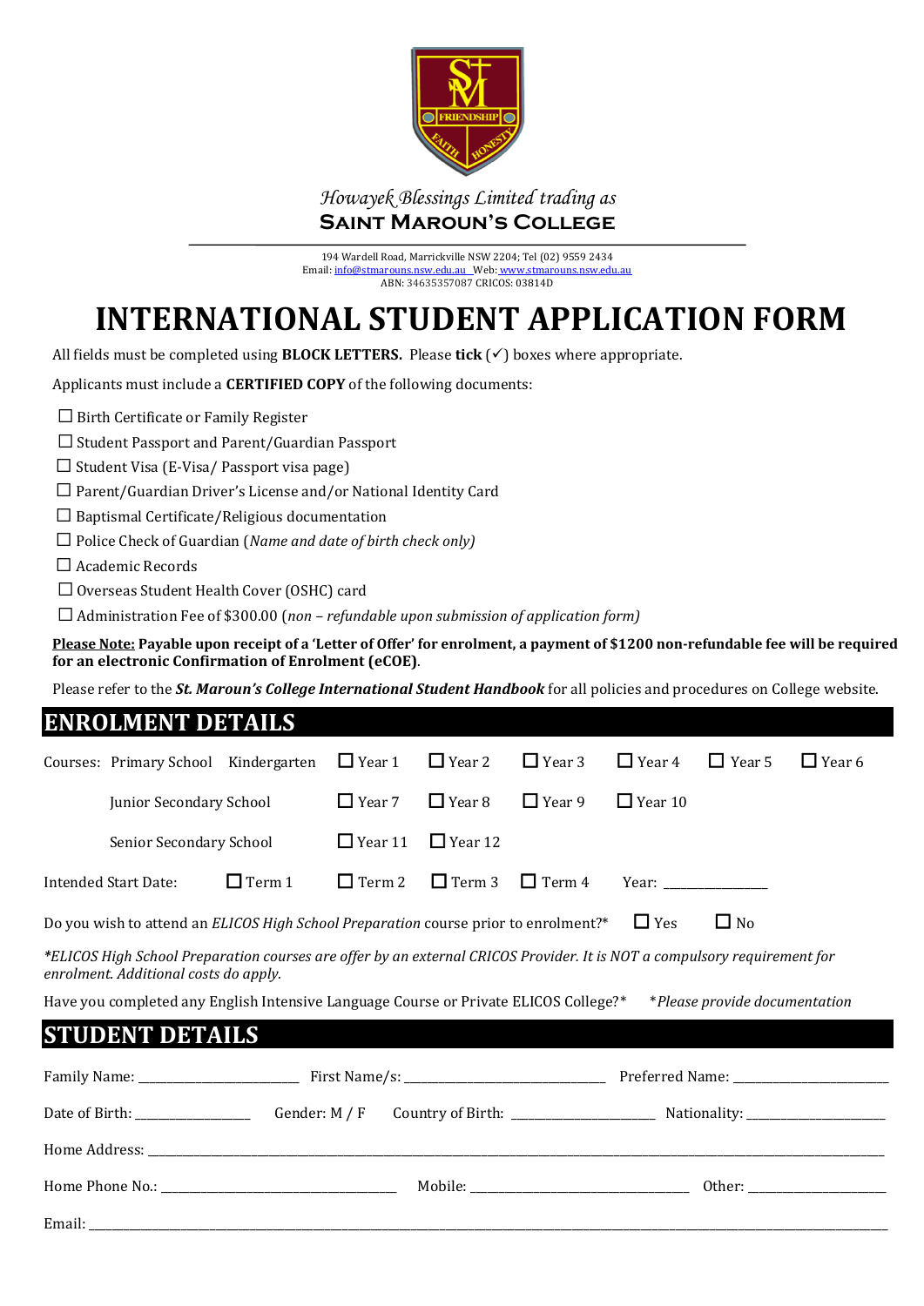*Howayek Blessings Limited trading as*
**SAINT MAROUN'S COLLEGE**

194 Wardell Road, Marrickville NSW 2204; Tel (02) 9559 2434
Email: info@stmarouns.nsw.edu.au Web: www.stmarouns.nsw.edu.au
ABN: 34635357087 CRICOS: 03814D

# INTERNATIONAL STUDENT APPLICATION FORM

All fields must be completed using **BLOCK LETTERS.** Please **tick** (✓) boxes where appropriate.

Applicants must include a **CERTIFIED COPY** of the following documents:

- ☐ Birth Certificate or Family Register
- ☐ Student Passport and Parent/Guardian Passport
- ☐ Student Visa (E-Visa/ Passport visa page)
- ☐ Parent/Guardian Driver's License and/or National Identity Card
- ☐ Baptismal Certificate/Religious documentation
- ☐ Police Check of Guardian (*Name and date of birth check only)*
- ☐ Academic Records
- ☐ Overseas Student Health Cover (OSHC) card
- ☐ Administration Fee of $300.00 (*non – refundable upon submission of application form)*

**Please Note: Payable upon receipt of a 'Letter of Offer' for enrolment, a payment of $1200 non-refundable fee will be required for an electronic Confirmation of Enrolment (eCOE)**.

Please refer to the ***St. Maroun's College International Student Handbook*** for all policies and procedures on College website.

## ENROLMENT DETAILS

Courses: Primary School Kindergarten ☐ Year 1 ☐ Year 2 ☐ Year 3 ☐ Year 4 ☐ Year 5 ☐ Year 6

Junior Secondary School ☐ Year 7 ☐ Year 8 ☐ Year 9 ☐ Year 10

Senior Secondary School ☐ Year 11 ☐ Year 12

Intended Start Date: ☐ Term 1 ☐ Term 2 ☐ Term 3 ☐ Term 4 Year: _______________

Do you wish to attend an *ELICOS High School Preparation* course prior to enrolment?* ☐ Yes ☐ No

**ELICOS High School Preparation courses are offer by an external CRICOS Provider. It is NOT a compulsory requirement for enrolment. Additional costs do apply.*

Have you completed any English Intensive Language Course or Private ELICOS College?* **Please provide documentation*

## STUDENT DETAILS

Family Name: ________________________ First Name/s: ______________________________ Preferred Name: _______________________

Date of Birth: _________________ Gender: M / F Country of Birth: _____________________ Nationality: _____________________

Home Address: ______________________________________________________________________________________________

Home Phone No.: ___________________________________ Mobile: _________________________________ Other: _____________________

Email: ______________________________________________________________________________________________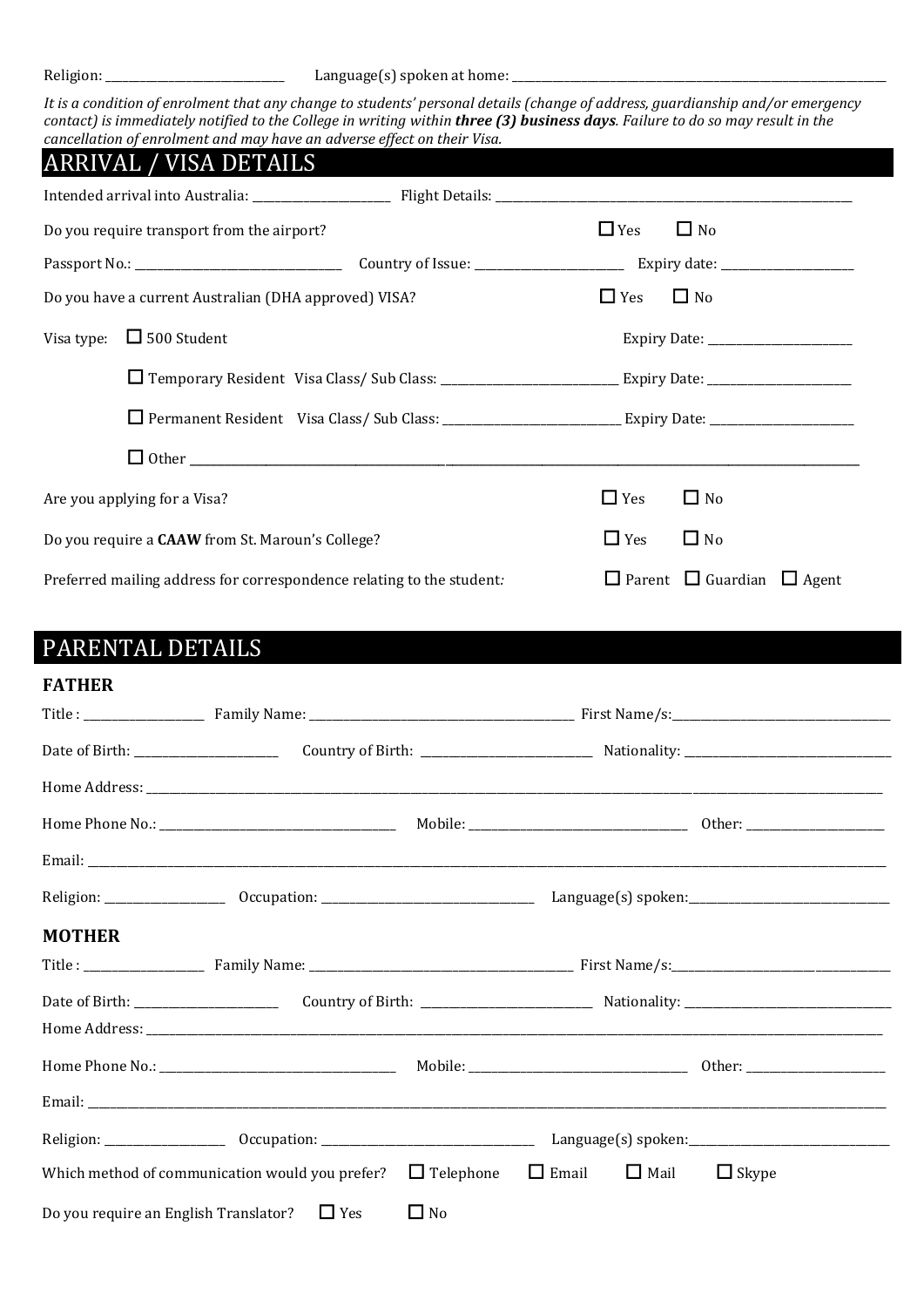Religion: ______________________________ Language(s) spoken at home: ______________________________

*It is a condition of enrolment that any change to students' personal details (change of address, guardianship and/or emergency contact) is immediately notified to the College in writing within **three (3) business days**. Failure to do so may result in the cancellation of enrolment and may have an adverse effect on their Visa.*

## ARRIVAL / VISA DETAILS

Intended arrival into Australia: ______________________ Flight Details: ______________________________

Do you require transport from the airport? ☐ Yes ☐ No

Passport No.: ______________________ Country of Issue: ______________________ Expiry date: ______________________

Do you have a current Australian (DHA approved) VISA? ☐ Yes ☐ No

Visa type: ☐ 500 Student Expiry Date: ______________________

☐ Temporary Resident Visa Class/ Sub Class: ______________________ Expiry Date: ______________________

☐ Permanent Resident Visa Class/ Sub Class: ______________________ Expiry Date: ______________________

☐ Other ______________________________

Are you applying for a Visa? ☐ Yes ☐ No

Do you require a **CAAW** from St. Maroun's College? ☐ Yes ☐ No

Preferred mailing address for correspondence relating to the student*:* ☐ Parent ☐ Guardian ☐ Agent

## PARENTAL DETAILS

### FATHER

Title : ______________ Family Name: ______________________ First Name/s: ______________________

Date of Birth: ______________________ Country of Birth: ______________________ Nationality: ______________________

Home Address: ______________________________

Home Phone No.: ______________________ Mobile: ______________________ Other: ______________________

Email: ______________________________

Religion: ______________ Occupation: ______________________ Language(s) spoken: ______________________

### MOTHER

Title : ______________ Family Name: ______________________ First Name/s: ______________________

Date of Birth: ______________________ Country of Birth: ______________________ Nationality: ______________________

Home Address: ______________________________

Home Phone No.: ______________________ Mobile: ______________________ Other: ______________________

Email: ______________________________

Religion: ______________ Occupation: ______________________ Language(s) spoken: ______________________

Which method of communication would you prefer? ☐ Telephone ☐ Email ☐ Mail ☐ Skype

Do you require an English Translator? ☐ Yes ☐ No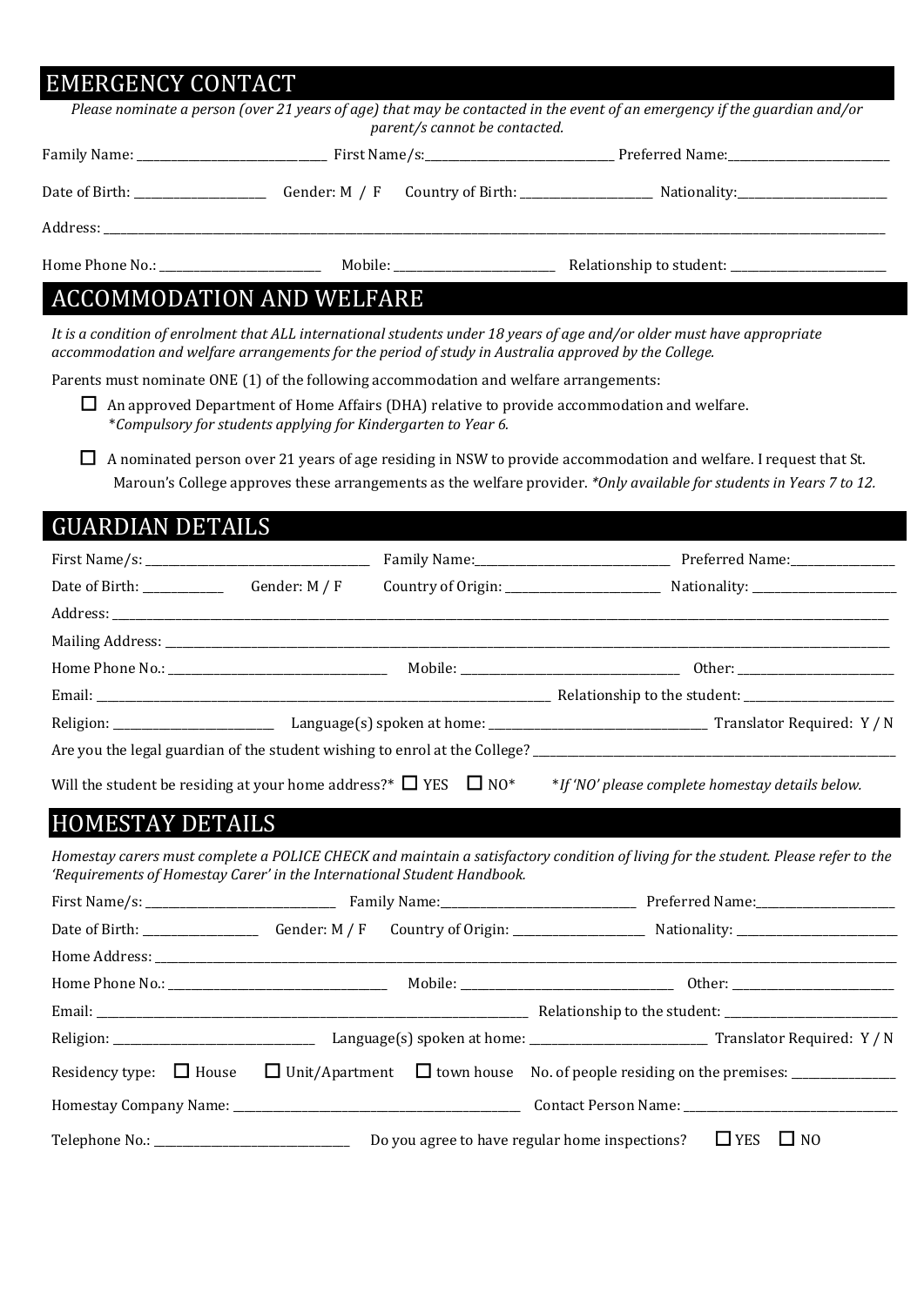## EMERGENCY CONTACT

*Please nominate a person (over 21 years of age) that may be contacted in the event of an emergency if the guardian and/or parent/s cannot be contacted.*

Family Name: ______________________ First Name/s: ______________________ Preferred Name: ______________________

Date of Birth: ________________ Gender: M / F Country of Birth: ________________ Nationality: ________________

Address: ____________________________________________________________________________________________

Home Phone No.: ____________________ Mobile: ____________________ Relationship to student: ____________________

## ACCOMMODATION AND WELFARE

*It is a condition of enrolment that ALL international students under 18 years of age and/or older must have appropriate accommodation and welfare arrangements for the period of study in Australia approved by the College.*

Parents must nominate ONE (1) of the following accommodation and welfare arrangements:

☐ An approved Department of Home Affairs (DHA) relative to provide accommodation and welfare.
*\*Compulsory for students applying for Kindergarten to Year 6.*

☐ A nominated person over 21 years of age residing in NSW to provide accommodation and welfare. I request that St. Maroun's College approves these arrangements as the welfare provider. *\*Only available for students in Years 7 to 12.*

## GUARDIAN DETAILS

First Name/s: ______________________ Family Name: ______________________ Preferred Name: ______________

Date of Birth: __________ Gender: M / F Country of Origin: ____________________ Nationality: ________________

Address: ____________________________________________________________________________________________

Mailing Address: _____________________________________________________________________________________

Home Phone No.: ________________________ Mobile: ________________________ Other: ____________________

Email: ______________________________________________ Relationship to the student: ____________________

Religion: ____________________ Language(s) spoken at home: ________________________ Translator Required: Y / N

Are you the legal guardian of the student wishing to enrol at the College? ______________________________________

Will the student be residing at your home address?\* ☐ YES ☐ NO\* *\*If 'NO' please complete homestay details below.*

## HOMESTAY DETAILS

*Homestay carers must complete a POLICE CHECK and maintain a satisfactory condition of living for the student. Please refer to the 'Requirements of Homestay Carer' in the International Student Handbook.*

First Name/s: ______________________ Family Name: ______________________ Preferred Name: ________________

Date of Birth: ______________ Gender: M / F Country of Origin: ________________ Nationality: ____________________

Home Address: _______________________________________________________________________________________

Home Phone No.: ________________________ Mobile: ________________________ Other: ____________________

Email: ______________________________________________ Relationship to the student: ______________________

Religion: ______________________ Language(s) spoken at home: ____________________ Translator Required: Y / N

Residency type: ☐ House ☐ Unit/Apartment ☐ town house No. of people residing on the premises: ______________

Homestay Company Name: ________________________________ Contact Person Name: ____________________________

Telephone No.: ______________________ Do you agree to have regular home inspections? ☐ YES ☐ NO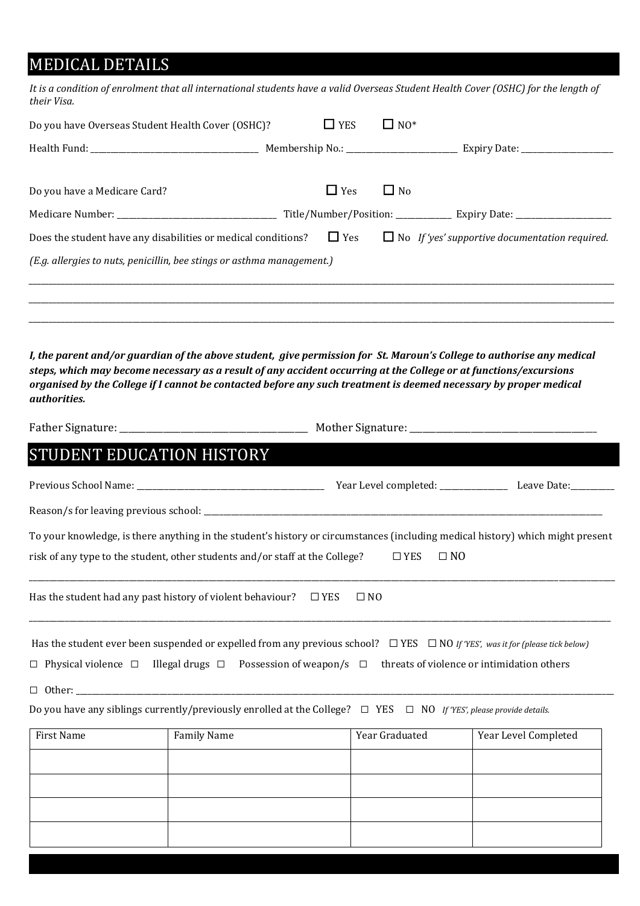## MEDICAL DETAILS

*It is a condition of enrolment that all international students have a valid Overseas Student Health Cover (OSHC) for the length of their Visa.*

Do you have Overseas Student Health Cover (OSHC)? ☐ YES ☐ NO*

Health Fund: ______________________ Membership No.: ______________ Expiry Date: ____________

Do you have a Medicare Card? ☐ Yes ☐ No

Medicare Number: ____________________ Title/Number/Position: _______ Expiry Date: ____________

Does the student have any disabilities or medical conditions? ☐ Yes ☐ No *If 'yes' supportive documentation required.*

*(E.g. allergies to nuts, penicillin, bee stings or asthma management.)*

______________________________________________________________________________

______________________________________________________________________________

______________________________________________________________________________

***I, the parent and/or guardian of the above student, give permission for St. Maroun's College to authorise any medical steps, which may become necessary as a result of any accident occurring at the College or at functions/excursions organised by the College if I cannot be contacted before any such treatment is deemed necessary by proper medical authorities.***

Father Signature: ______________________ Mother Signature: ______________________

## STUDENT EDUCATION HISTORY

Previous School Name: ______________________ Year Level completed: ________ Leave Date:_____

Reason/s for leaving previous school: ______________________________________________

To your knowledge, is there anything in the student's history or circumstances (including medical history) which might present risk of any type to the student, other students and/or staff at the College? ☐ YES ☐ NO

______________________________________________________________________________

Has the student had any past history of violent behaviour? ☐ YES ☐ NO

______________________________________________________________________________

Has the student ever been suspended or expelled from any previous school? ☐ YES ☐ NO *If 'YES', was it for (please tick below)*

☐ Physical violence ☐ Illegal drugs ☐ Possession of weapon/s ☐ threats of violence or intimidation others

☐ Other: ______________________________________________________________________

Do you have any siblings currently/previously enrolled at the College? ☐ YES ☐ NO *If 'YES', please provide details.*

| First Name | Family Name | Year Graduated | Year Level Completed |
|---|---|---|---|
| | | | |
| | | | |
| | | | |
| | | | |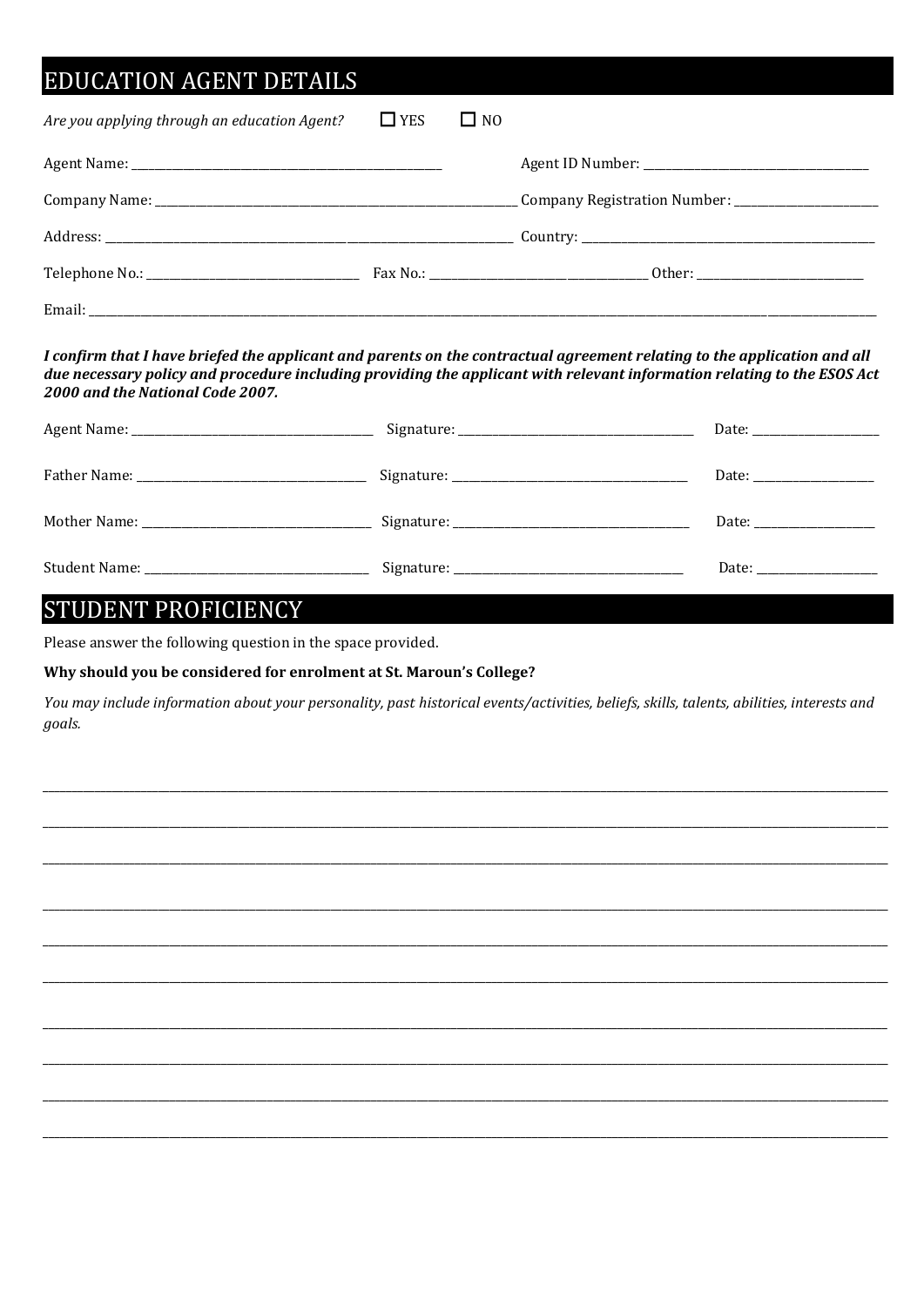## EDUCATION AGENT DETAILS

*Are you applying through an education Agent?* ☐ YES ☐ NO

Agent Name: ______________________ Agent ID Number: ______________________

Company Name: ______________________ Company Registration Number: ______________________

Address: ______________________ Country: ______________________

Telephone No.: ______________________ Fax No.: ______________________ Other: ______________________

Email: ______________________

***I confirm that I have briefed the applicant and parents on the contractual agreement relating to the application and all due necessary policy and procedure including providing the applicant with relevant information relating to the ESOS Act 2000 and the National Code 2007.***

Agent Name: ______________________ Signature: ______________________ Date: ____________

Father Name: ______________________ Signature: ______________________ Date: ____________

Mother Name: ______________________ Signature: ______________________ Date: ____________

Student Name: ______________________ Signature: ______________________ Date: ____________

## STUDENT PROFICIENCY

Please answer the following question in the space provided.

**Why should you be considered for enrolment at St. Maroun's College?**

*You may include information about your personality, past historical events/activities, beliefs, skills, talents, abilities, interests and goals.*

______________________________________________________________________________

______________________________________________________________________________

______________________________________________________________________________

______________________________________________________________________________

______________________________________________________________________________

______________________________________________________________________________

______________________________________________________________________________

______________________________________________________________________________

______________________________________________________________________________

______________________________________________________________________________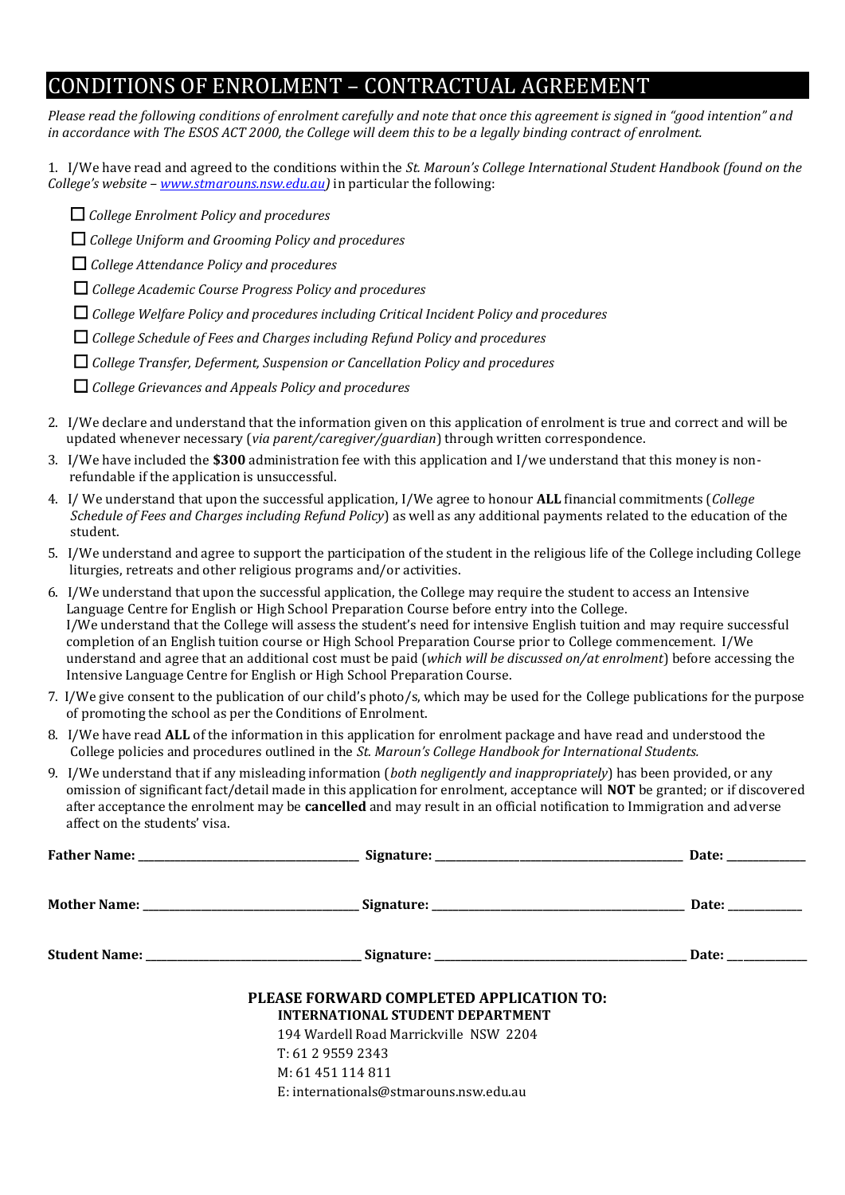# CONDITIONS OF ENROLMENT – CONTRACTUAL AGREEMENT

*Please read the following conditions of enrolment carefully and note that once this agreement is signed in "good intention" and in accordance with The ESOS ACT 2000, the College will deem this to be a legally binding contract of enrolment.*

1. I/We have read and agreed to the conditions within the *St. Maroun's College International Student Handbook (found on the College's website – [www.stmarouns.nsw.edu.au](www.stmarouns.nsw.edu.au))* in particular the following:

   - ☐ *College Enrolment Policy and procedures*
   - ☐ *College Uniform and Grooming Policy and procedures*
   - ☐ *College Attendance Policy and procedures*
   - ☐ *College Academic Course Progress Policy and procedures*
   - ☐ *College Welfare Policy and procedures including Critical Incident Policy and procedures*
   - ☐ *College Schedule of Fees and Charges including Refund Policy and procedures*
   - ☐ *College Transfer, Deferment, Suspension or Cancellation Policy and procedures*
   - ☐ *College Grievances and Appeals Policy and procedures*

2. I/We declare and understand that the information given on this application of enrolment is true and correct and will be updated whenever necessary (*via parent/caregiver/guardian*) through written correspondence.
3. I/We have included the **$300** administration fee with this application and I/we understand that this money is non-refundable if the application is unsuccessful.
4. I/ We understand that upon the successful application, I/We agree to honour **ALL** financial commitments (*College Schedule of Fees and Charges including Refund Policy*) as well as any additional payments related to the education of the student.
5. I/We understand and agree to support the participation of the student in the religious life of the College including College liturgies, retreats and other religious programs and/or activities.
6. I/We understand that upon the successful application, the College may require the student to access an Intensive Language Centre for English or High School Preparation Course before entry into the College.
   I/We understand that the College will assess the student's need for intensive English tuition and may require successful completion of an English tuition course or High School Preparation Course prior to College commencement. I/We understand and agree that an additional cost must be paid (*which will be discussed on/at enrolment*) before accessing the Intensive Language Centre for English or High School Preparation Course.
7. I/We give consent to the publication of our child's photo/s, which may be used for the College publications for the purpose of promoting the school as per the Conditions of Enrolment.
8. I/We have read **ALL** of the information in this application for enrolment package and have read and understood the College policies and procedures outlined in the *St. Maroun's College Handbook for International Students.*
9. I/We understand that if any misleading information (*both negligently and inappropriately*) has been provided, or any omission of significant fact/detail made in this application for enrolment, acceptance will **NOT** be granted; or if discovered after acceptance the enrolment may be **cancelled** and may result in an official notification to Immigration and adverse affect on the students' visa.

**Father Name:** ______________________ **Signature:** ______________________ **Date:** __________

**Mother Name:** ______________________ **Signature:** ______________________ **Date:** __________

**Student Name:** ______________________ **Signature:** ______________________ **Date:** __________

**PLEASE FORWARD COMPLETED APPLICATION TO:**

**INTERNATIONAL STUDENT DEPARTMENT**

194 Wardell Road Marrickville NSW 2204

T: 61 2 9559 2343

M: 61 451 114 811

E: internationals@stmarouns.nsw.edu.au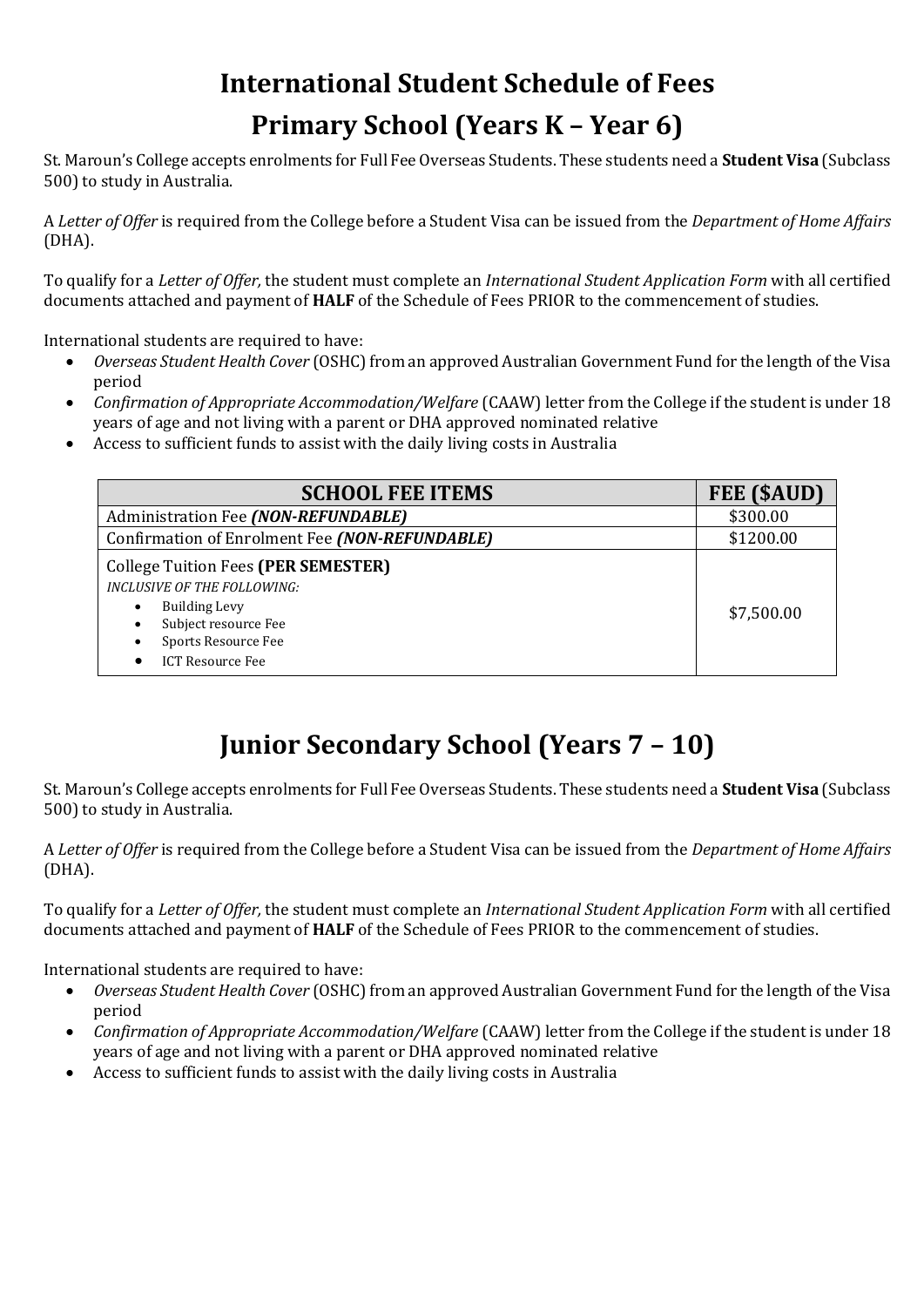# International Student Schedule of Fees

## Primary School (Years K – Year 6)

St. Maroun's College accepts enrolments for Full Fee Overseas Students. These students need a **Student Visa** (Subclass 500) to study in Australia.

A *Letter of Offer* is required from the College before a Student Visa can be issued from the *Department of Home Affairs* (DHA).

To qualify for a *Letter of Offer,* the student must complete an *International Student Application Form* with all certified documents attached and payment of **HALF** of the Schedule of Fees PRIOR to the commencement of studies.

International students are required to have:

- *Overseas Student Health Cover* (OSHC) from an approved Australian Government Fund for the length of the Visa period
- *Confirmation of Appropriate Accommodation/Welfare* (CAAW) letter from the College if the student is under 18 years of age and not living with a parent or DHA approved nominated relative
- Access to sufficient funds to assist with the daily living costs in Australia

| SCHOOL FEE ITEMS | FEE ($AUD) |
|---|---|
| Administration Fee ***(NON-REFUNDABLE)*** | $300.00 |
| Confirmation of Enrolment Fee ***(NON-REFUNDABLE)*** | $1200.00 |
| College Tuition Fees **(PER SEMESTER)**<br>*INCLUSIVE OF THE FOLLOWING:*<br>• Building Levy<br>• Subject resource Fee<br>• Sports Resource Fee<br>• ICT Resource Fee | $7,500.00 |

## Junior Secondary School (Years 7 – 10)

St. Maroun's College accepts enrolments for Full Fee Overseas Students. These students need a **Student Visa** (Subclass 500) to study in Australia.

A *Letter of Offer* is required from the College before a Student Visa can be issued from the *Department of Home Affairs* (DHA).

To qualify for a *Letter of Offer,* the student must complete an *International Student Application Form* with all certified documents attached and payment of **HALF** of the Schedule of Fees PRIOR to the commencement of studies.

International students are required to have:

- *Overseas Student Health Cover* (OSHC) from an approved Australian Government Fund for the length of the Visa period
- *Confirmation of Appropriate Accommodation/Welfare* (CAAW) letter from the College if the student is under 18 years of age and not living with a parent or DHA approved nominated relative
- Access to sufficient funds to assist with the daily living costs in Australia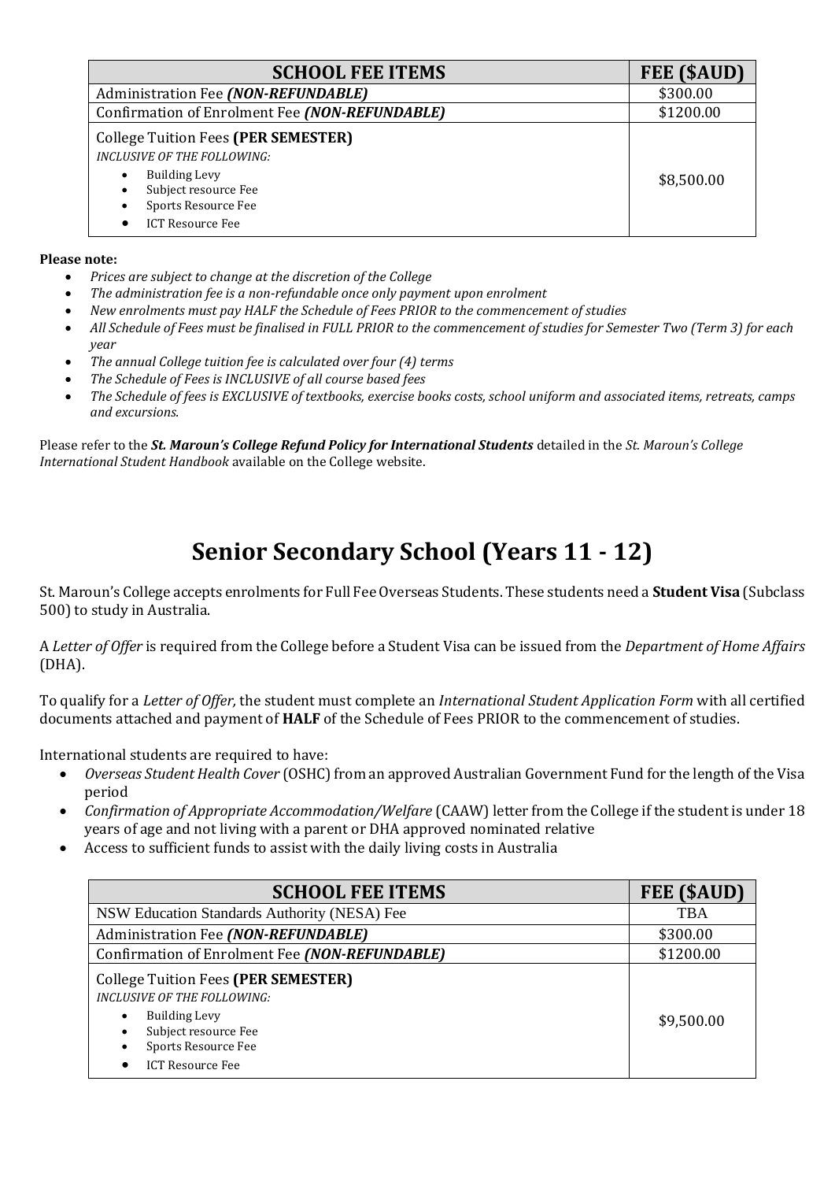| SCHOOL FEE ITEMS | FEE ($AUD) |
|---|---|
| Administration Fee ***(NON-REFUNDABLE)*** | $300.00 |
| Confirmation of Enrolment Fee ***(NON-REFUNDABLE)*** | $1200.00 |
| College Tuition Fees **(PER SEMESTER)**<br>*INCLUSIVE OF THE FOLLOWING:*<br>• Building Levy<br>• Subject resource Fee<br>• Sports Resource Fee<br>• ICT Resource Fee | $8,500.00 |

**Please note:**

- *Prices are subject to change at the discretion of the College*
- *The administration fee is a non-refundable once only payment upon enrolment*
- *New enrolments must pay HALF the Schedule of Fees PRIOR to the commencement of studies*
- *All Schedule of Fees must be finalised in FULL PRIOR to the commencement of studies for Semester Two (Term 3) for each year*
- *The annual College tuition fee is calculated over four (4) terms*
- *The Schedule of Fees is INCLUSIVE of all course based fees*
- *The Schedule of fees is EXCLUSIVE of textbooks, exercise books costs, school uniform and associated items, retreats, camps and excursions.*

Please refer to the ***St. Maroun's College Refund Policy for International Students*** detailed in the *St. Maroun's College International Student Handbook* available on the College website.

# Senior Secondary School (Years 11 - 12)

St. Maroun's College accepts enrolments for Full Fee Overseas Students. These students need a **Student Visa** (Subclass 500) to study in Australia.

A *Letter of Offer* is required from the College before a Student Visa can be issued from the *Department of Home Affairs* (DHA).

To qualify for a *Letter of Offer,* the student must complete an *International Student Application Form* with all certified documents attached and payment of **HALF** of the Schedule of Fees PRIOR to the commencement of studies.

International students are required to have:

- *Overseas Student Health Cover* (OSHC) from an approved Australian Government Fund for the length of the Visa period
- *Confirmation of Appropriate Accommodation/Welfare* (CAAW) letter from the College if the student is under 18 years of age and not living with a parent or DHA approved nominated relative
- Access to sufficient funds to assist with the daily living costs in Australia

| SCHOOL FEE ITEMS | FEE ($AUD) |
|---|---|
| NSW Education Standards Authority (NESA) Fee | TBA |
| Administration Fee ***(NON-REFUNDABLE)*** | $300.00 |
| Confirmation of Enrolment Fee ***(NON-REFUNDABLE)*** | $1200.00 |
| College Tuition Fees **(PER SEMESTER)**<br>*INCLUSIVE OF THE FOLLOWING:*<br>• Building Levy<br>• Subject resource Fee<br>• Sports Resource Fee<br>• ICT Resource Fee | $9,500.00 |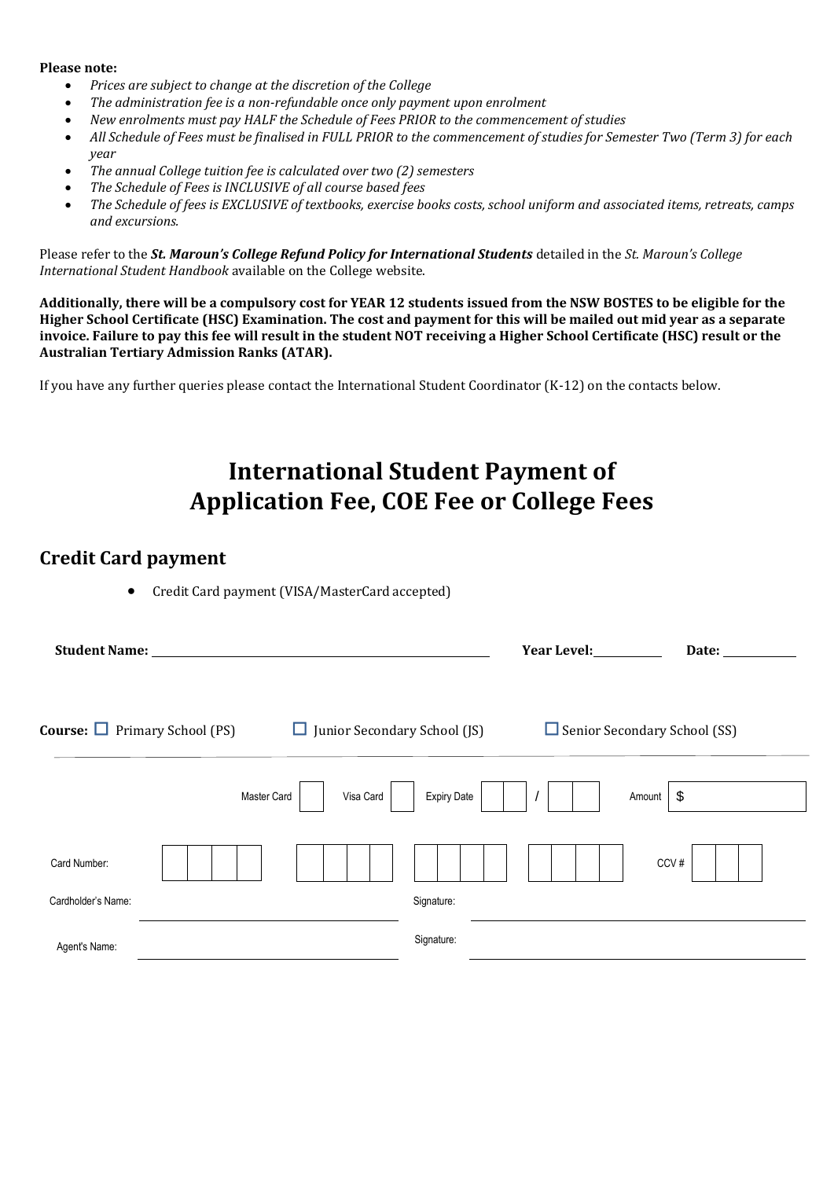**Please note:**

- *Prices are subject to change at the discretion of the College*
- *The administration fee is a non-refundable once only payment upon enrolment*
- *New enrolments must pay HALF the Schedule of Fees PRIOR to the commencement of studies*
- *All Schedule of Fees must be finalised in FULL PRIOR to the commencement of studies for Semester Two (Term 3) for each year*
- *The annual College tuition fee is calculated over two (2) semesters*
- *The Schedule of Fees is INCLUSIVE of all course based fees*
- *The Schedule of fees is EXCLUSIVE of textbooks, exercise books costs, school uniform and associated items, retreats, camps and excursions.*

Please refer to the ***St. Maroun's College Refund Policy for International Students*** detailed in the *St. Maroun's College International Student Handbook* available on the College website.

**Additionally, there will be a compulsory cost for YEAR 12 students issued from the NSW BOSTES to be eligible for the Higher School Certificate (HSC) Examination. The cost and payment for this will be mailed out mid year as a separate invoice. Failure to pay this fee will result in the student NOT receiving a Higher School Certificate (HSC) result or the Australian Tertiary Admission Ranks (ATAR).**

If you have any further queries please contact the International Student Coordinator (K-12) on the contacts below.

# International Student Payment of Application Fee, COE Fee or College Fees

## Credit Card payment

- Credit Card payment (VISA/MasterCard accepted)

**Student Name:** ______________________ **Year Level:** ________ **Date:** ________

**Course:** ☐ Primary School (PS) ☐ Junior Secondary School (JS) ☐ Senior Secondary School (SS)

Master Card ☐ Visa Card ☐ Expiry Date __ __ / __ __ Amount $ ________

Card Number: ☐☐☐☐ ☐☐☐☐ ☐☐☐☐ ☐☐☐☐ CCV # ☐☐☐

Cardholder's Name: ______________________ Signature: ______________________

Agent's Name: ______________________ Signature: ______________________